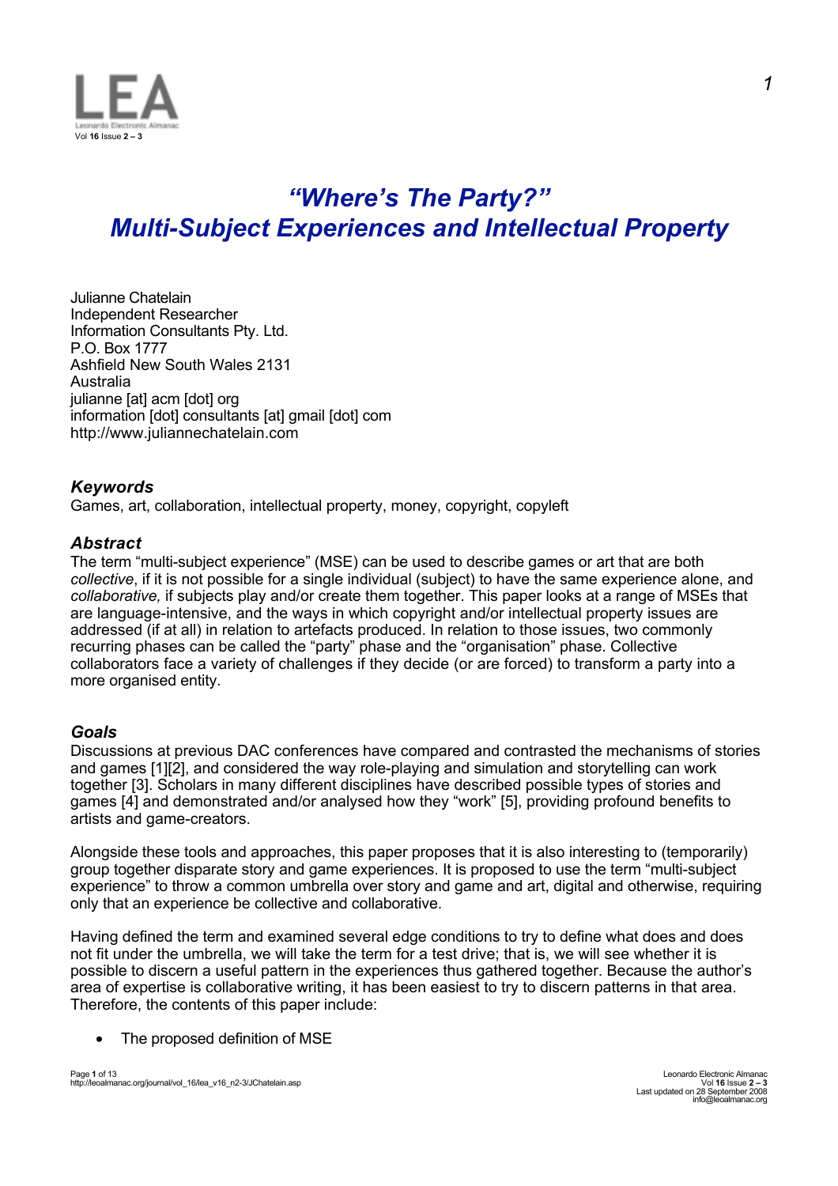# *"Where's The Party?" Multi-Subject Experiences and Intellectual Property*

Julianne Chatelain
Independent Researcher
Information Consultants Pty. Ltd.
P.O. Box 1777
Ashfield New South Wales 2131
Australia
julianne [at] acm [dot] org
information [dot] consultants [at] gmail [dot] com
http://www.juliannechatelain.com

### *Keywords*

Games, art, collaboration, intellectual property, money, copyright, copyleft

### *Abstract*

The term "multi-subject experience" (MSE) can be used to describe games or art that are both *collective*, if it is not possible for a single individual (subject) to have the same experience alone, and *collaborative,* if subjects play and/or create them together. This paper looks at a range of MSEs that are language-intensive, and the ways in which copyright and/or intellectual property issues are addressed (if at all) in relation to artefacts produced. In relation to those issues, two commonly recurring phases can be called the "party" phase and the "organisation" phase. Collective collaborators face a variety of challenges if they decide (or are forced) to transform a party into a more organised entity.

### *Goals*

Discussions at previous DAC conferences have compared and contrasted the mechanisms of stories and games [1][2], and considered the way role-playing and simulation and storytelling can work together [3]. Scholars in many different disciplines have described possible types of stories and games [4] and demonstrated and/or analysed how they "work" [5], providing profound benefits to artists and game-creators.

Alongside these tools and approaches, this paper proposes that it is also interesting to (temporarily) group together disparate story and game experiences. It is proposed to use the term "multi-subject experience" to throw a common umbrella over story and game and art, digital and otherwise, requiring only that an experience be collective and collaborative.

Having defined the term and examined several edge conditions to try to define what does and does not fit under the umbrella, we will take the term for a test drive; that is, we will see whether it is possible to discern a useful pattern in the experiences thus gathered together. Because the author's area of expertise is collaborative writing, it has been easiest to try to discern patterns in that area. Therefore, the contents of this paper include:

- The proposed definition of MSE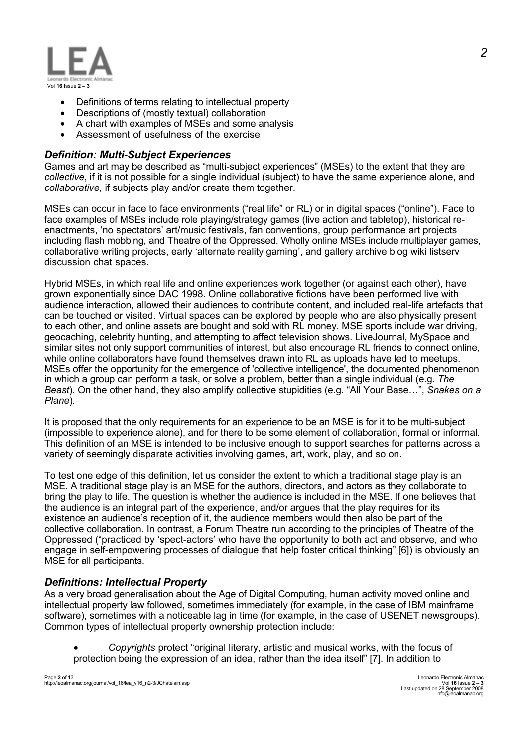- Definitions of terms relating to intellectual property
- Descriptions of (mostly textual) collaboration
- A chart with examples of MSEs and some analysis
- Assessment of usefulness of the exercise

### *Definition: Multi-Subject Experiences*

Games and art may be described as "multi-subject experiences" (MSEs) to the extent that they are *collective*, if it is not possible for a single individual (subject) to have the same experience alone, and *collaborative,* if subjects play and/or create them together.

MSEs can occur in face to face environments ("real life" or RL) or in digital spaces ("online"). Face to face examples of MSEs include role playing/strategy games (live action and tabletop), historical re-enactments, 'no spectators' art/music festivals, fan conventions, group performance art projects including flash mobbing, and Theatre of the Oppressed. Wholly online MSEs include multiplayer games, collaborative writing projects, early 'alternate reality gaming', and gallery archive blog wiki listserv discussion chat spaces.

Hybrid MSEs, in which real life and online experiences work together (or against each other), have grown exponentially since DAC 1998. Online collaborative fictions have been performed live with audience interaction, allowed their audiences to contribute content, and included real-life artefacts that can be touched or visited. Virtual spaces can be explored by people who are also physically present to each other, and online assets are bought and sold with RL money. MSE sports include war driving, geocaching, celebrity hunting, and attempting to affect television shows. LiveJournal, MySpace and similar sites not only support communities of interest, but also encourage RL friends to connect online, while online collaborators have found themselves drawn into RL as uploads have led to meetups. MSEs offer the opportunity for the emergence of 'collective intelligence', the documented phenomenon in which a group can perform a task, or solve a problem, better than a single individual (e.g. *The Beast*). On the other hand, they also amplify collective stupidities (e.g. "All Your Base…", *Snakes on a Plane*).

It is proposed that the only requirements for an experience to be an MSE is for it to be multi-subject (impossible to experience alone), and for there to be some element of collaboration, formal or informal. This definition of an MSE is intended to be inclusive enough to support searches for patterns across a variety of seemingly disparate activities involving games, art, work, play, and so on.

To test one edge of this definition, let us consider the extent to which a traditional stage play is an MSE. A traditional stage play is an MSE for the authors, directors, and actors as they collaborate to bring the play to life. The question is whether the audience is included in the MSE. If one believes that the audience is an integral part of the experience, and/or argues that the play requires for its existence an audience's reception of it, the audience members would then also be part of the collective collaboration. In contrast, a Forum Theatre run according to the principles of Theatre of the Oppressed ("practiced by 'spect-actors' who have the opportunity to both act and observe, and who engage in self-empowering processes of dialogue that help foster critical thinking" [6]) is obviously an MSE for all participants.

### *Definitions: Intellectual Property*

As a very broad generalisation about the Age of Digital Computing, human activity moved online and intellectual property law followed, sometimes immediately (for example, in the case of IBM mainframe software), sometimes with a noticeable lag in time (for example, in the case of USENET newsgroups). Common types of intellectual property ownership protection include:

- *Copyrights* protect "original literary, artistic and musical works, with the focus of protection being the expression of an idea, rather than the idea itself" [7]. In addition to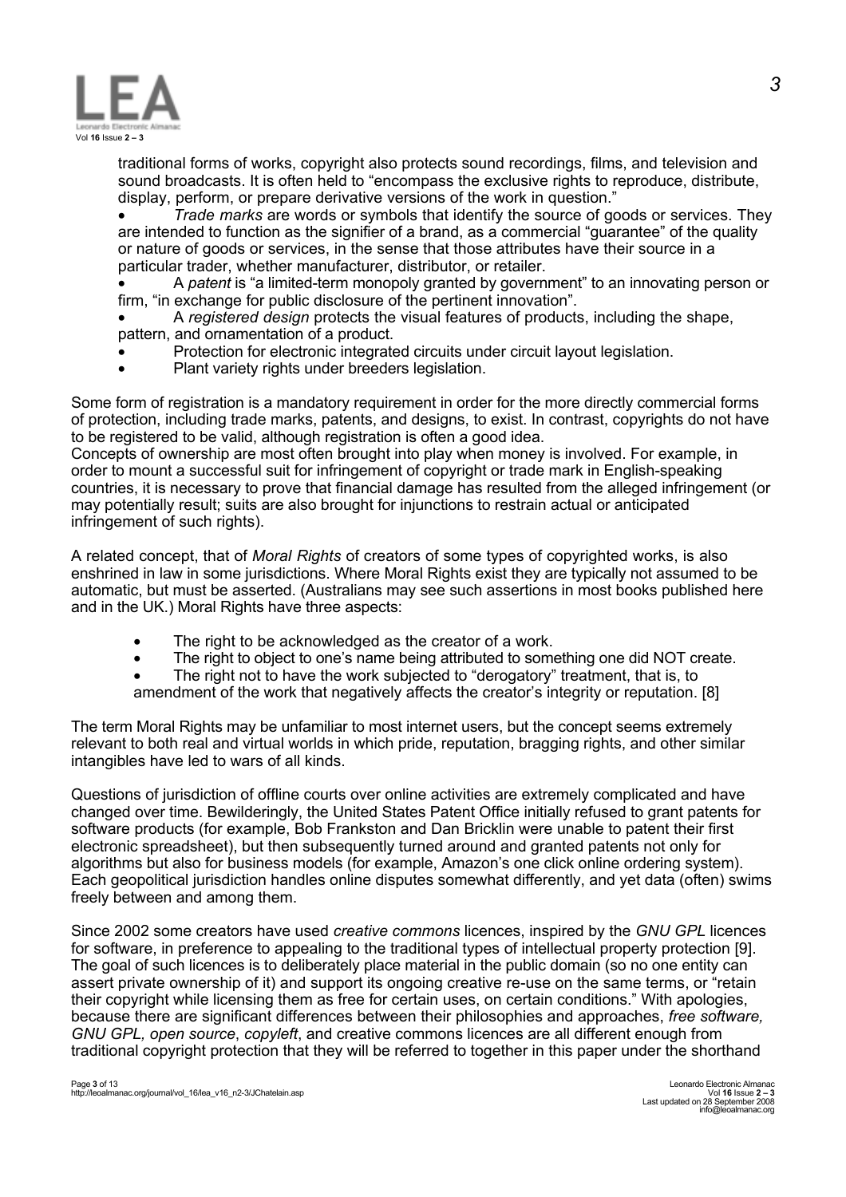traditional forms of works, copyright also protects sound recordings, films, and television and sound broadcasts. It is often held to "encompass the exclusive rights to reproduce, distribute, display, perform, or prepare derivative versions of the work in question."

- *Trade marks* are words or symbols that identify the source of goods or services. They are intended to function as the signifier of a brand, as a commercial "guarantee" of the quality or nature of goods or services, in the sense that those attributes have their source in a particular trader, whether manufacturer, distributor, or retailer.
- A *patent* is "a limited-term monopoly granted by government" to an innovating person or firm, "in exchange for public disclosure of the pertinent innovation".
- A *registered design* protects the visual features of products, including the shape, pattern, and ornamentation of a product.
- Protection for electronic integrated circuits under circuit layout legislation.
- Plant variety rights under breeders legislation.

Some form of registration is a mandatory requirement in order for the more directly commercial forms of protection, including trade marks, patents, and designs, to exist. In contrast, copyrights do not have to be registered to be valid, although registration is often a good idea.
Concepts of ownership are most often brought into play when money is involved. For example, in order to mount a successful suit for infringement of copyright or trade mark in English-speaking countries, it is necessary to prove that financial damage has resulted from the alleged infringement (or may potentially result; suits are also brought for injunctions to restrain actual or anticipated infringement of such rights).

A related concept, that of *Moral Rights* of creators of some types of copyrighted works, is also enshrined in law in some jurisdictions. Where Moral Rights exist they are typically not assumed to be automatic, but must be asserted. (Australians may see such assertions in most books published here and in the UK.) Moral Rights have three aspects:

- The right to be acknowledged as the creator of a work.
- The right to object to one's name being attributed to something one did NOT create.
- The right not to have the work subjected to "derogatory" treatment, that is, to amendment of the work that negatively affects the creator's integrity or reputation. [8]

The term Moral Rights may be unfamiliar to most internet users, but the concept seems extremely relevant to both real and virtual worlds in which pride, reputation, bragging rights, and other similar intangibles have led to wars of all kinds.

Questions of jurisdiction of offline courts over online activities are extremely complicated and have changed over time. Bewilderingly, the United States Patent Office initially refused to grant patents for software products (for example, Bob Frankston and Dan Bricklin were unable to patent their first electronic spreadsheet), but then subsequently turned around and granted patents not only for algorithms but also for business models (for example, Amazon's one click online ordering system). Each geopolitical jurisdiction handles online disputes somewhat differently, and yet data (often) swims freely between and among them.

Since 2002 some creators have used *creative commons* licences, inspired by the *GNU GPL* licences for software, in preference to appealing to the traditional types of intellectual property protection [9]. The goal of such licences is to deliberately place material in the public domain (so no one entity can assert private ownership of it) and support its ongoing creative re-use on the same terms, or "retain their copyright while licensing them as free for certain uses, on certain conditions." With apologies, because there are significant differences between their philosophies and approaches, *free software, GNU GPL, open source*, *copyleft*, and creative commons licences are all different enough from traditional copyright protection that they will be referred to together in this paper under the shorthand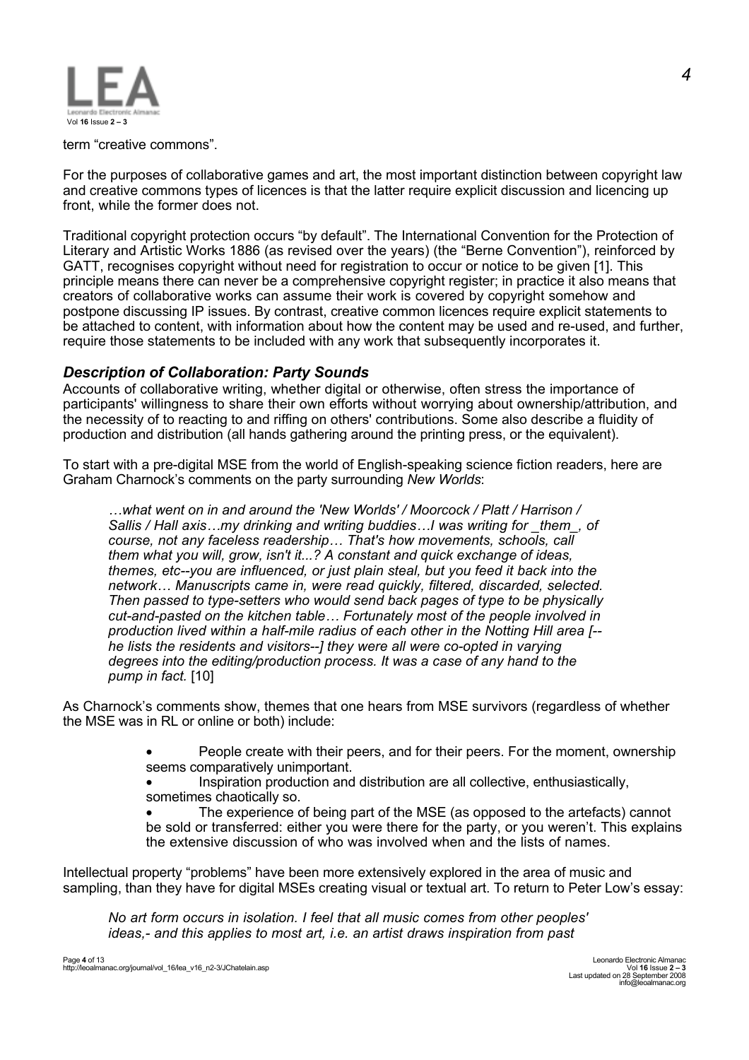term "creative commons".

For the purposes of collaborative games and art, the most important distinction between copyright law and creative commons types of licences is that the latter require explicit discussion and licencing up front, while the former does not.

Traditional copyright protection occurs "by default". The International Convention for the Protection of Literary and Artistic Works 1886 (as revised over the years) (the "Berne Convention"), reinforced by GATT, recognises copyright without need for registration to occur or notice to be given [1]. This principle means there can never be a comprehensive copyright register; in practice it also means that creators of collaborative works can assume their work is covered by copyright somehow and postpone discussing IP issues. By contrast, creative common licences require explicit statements to be attached to content, with information about how the content may be used and re-used, and further, require those statements to be included with any work that subsequently incorporates it.

### *Description of Collaboration: Party Sounds*

Accounts of collaborative writing, whether digital or otherwise, often stress the importance of participants' willingness to share their own efforts without worrying about ownership/attribution, and the necessity of to reacting to and riffing on others' contributions. Some also describe a fluidity of production and distribution (all hands gathering around the printing press, or the equivalent).

To start with a pre-digital MSE from the world of English-speaking science fiction readers, here are Graham Charnock's comments on the party surrounding *New Worlds*:

> *…what went on in and around the 'New Worlds' / Moorcock / Platt / Harrison / Sallis / Hall axis…my drinking and writing buddies…I was writing for _them_, of course, not any faceless readership… That's how movements, schools, call them what you will, grow, isn't it...? A constant and quick exchange of ideas, themes, etc--you are influenced, or just plain steal, but you feed it back into the network… Manuscripts came in, were read quickly, filtered, discarded, selected. Then passed to type-setters who would send back pages of type to be physically cut-and-pasted on the kitchen table… Fortunately most of the people involved in production lived within a half-mile radius of each other in the Notting Hill area [--he lists the residents and visitors--] they were all were co-opted in varying degrees into the editing/production process. It was a case of any hand to the pump in fact.* [10]

As Charnock's comments show, themes that one hears from MSE survivors (regardless of whether the MSE was in RL or online or both) include:

- People create with their peers, and for their peers. For the moment, ownership seems comparatively unimportant.
- Inspiration production and distribution are all collective, enthusiastically, sometimes chaotically so.
- The experience of being part of the MSE (as opposed to the artefacts) cannot be sold or transferred: either you were there for the party, or you weren't. This explains the extensive discussion of who was involved when and the lists of names.

Intellectual property "problems" have been more extensively explored in the area of music and sampling, than they have for digital MSEs creating visual or textual art. To return to Peter Low's essay:

> *No art form occurs in isolation. I feel that all music comes from other peoples' ideas,- and this applies to most art, i.e. an artist draws inspiration from past*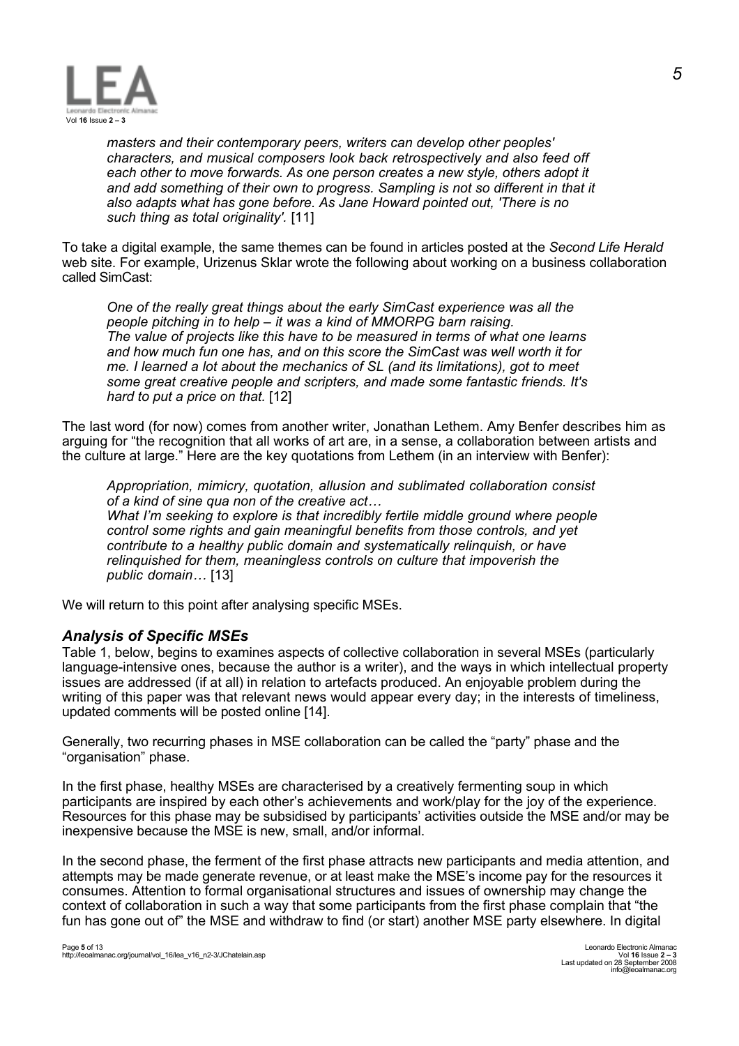*masters and their contemporary peers, writers can develop other peoples' characters, and musical composers look back retrospectively and also feed off each other to move forwards. As one person creates a new style, others adopt it and add something of their own to progress. Sampling is not so different in that it also adapts what has gone before. As Jane Howard pointed out, 'There is no such thing as total originality'.* [11]

To take a digital example, the same themes can be found in articles posted at the *Second Life Herald* web site. For example, Urizenus Sklar wrote the following about working on a business collaboration called SimCast:

> *One of the really great things about the early SimCast experience was all the people pitching in to help – it was a kind of MMORPG barn raising. The value of projects like this have to be measured in terms of what one learns and how much fun one has, and on this score the SimCast was well worth it for me. I learned a lot about the mechanics of SL (and its limitations), got to meet some great creative people and scripters, and made some fantastic friends. It's hard to put a price on that.* [12]

The last word (for now) comes from another writer, Jonathan Lethem. Amy Benfer describes him as arguing for "the recognition that all works of art are, in a sense, a collaboration between artists and the culture at large." Here are the key quotations from Lethem (in an interview with Benfer):

> *Appropriation, mimicry, quotation, allusion and sublimated collaboration consist of a kind of sine qua non of the creative act…*
> *What I'm seeking to explore is that incredibly fertile middle ground where people control some rights and gain meaningful benefits from those controls, and yet contribute to a healthy public domain and systematically relinquish, or have relinquished for them, meaningless controls on culture that impoverish the public domain…* [13]

We will return to this point after analysing specific MSEs.

## *Analysis of Specific MSEs*

Table 1, below, begins to examines aspects of collective collaboration in several MSEs (particularly language-intensive ones, because the author is a writer), and the ways in which intellectual property issues are addressed (if at all) in relation to artefacts produced. An enjoyable problem during the writing of this paper was that relevant news would appear every day; in the interests of timeliness, updated comments will be posted online [14].

Generally, two recurring phases in MSE collaboration can be called the "party" phase and the "organisation" phase.

In the first phase, healthy MSEs are characterised by a creatively fermenting soup in which participants are inspired by each other's achievements and work/play for the joy of the experience. Resources for this phase may be subsidised by participants' activities outside the MSE and/or may be inexpensive because the MSE is new, small, and/or informal.

In the second phase, the ferment of the first phase attracts new participants and media attention, and attempts may be made generate revenue, or at least make the MSE's income pay for the resources it consumes. Attention to formal organisational structures and issues of ownership may change the context of collaboration in such a way that some participants from the first phase complain that "the fun has gone out of" the MSE and withdraw to find (or start) another MSE party elsewhere. In digital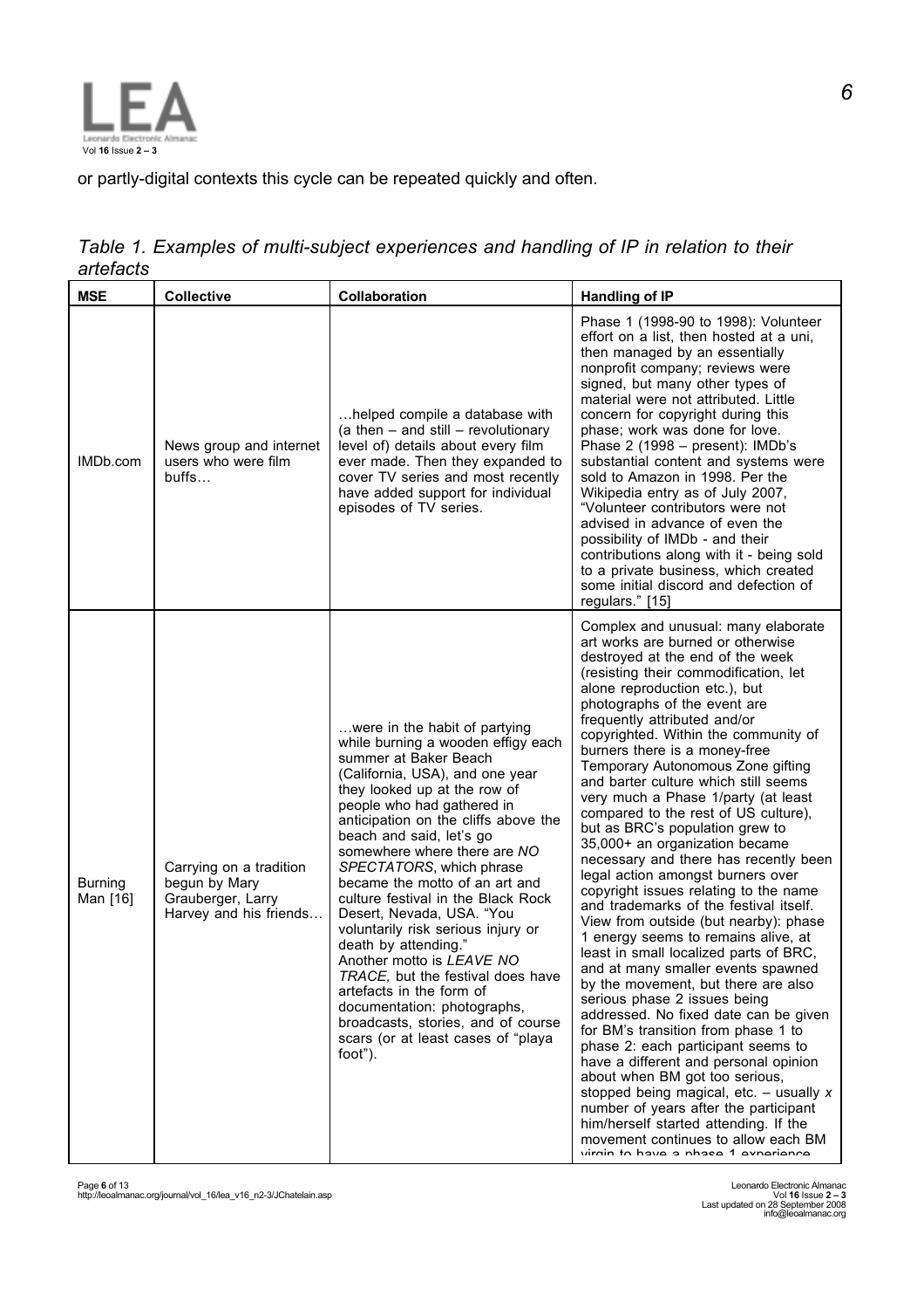or partly-digital contexts this cycle can be repeated quickly and often.

*Table 1. Examples of multi-subject experiences and handling of IP in relation to their artefacts*

| MSE | Collective | Collaboration | Handling of IP |
|---|---|---|---|
| IMDb.com | News group and internet users who were film buffs… | …helped compile a database with (a then – and still – revolutionary level of) details about every film ever made. Then they expanded to cover TV series and most recently have added support for individual episodes of TV series. | Phase 1 (1998-90 to 1998): Volunteer effort on a list, then hosted at a uni, then managed by an essentially nonprofit company; reviews were signed, but many other types of material were not attributed. Little concern for copyright during this phase; work was done for love. Phase 2 (1998 – present): IMDb's substantial content and systems were sold to Amazon in 1998. Per the Wikipedia entry as of July 2007, "Volunteer contributors were not advised in advance of even the possibility of IMDb - and their contributions along with it - being sold to a private business, which created some initial discord and defection of regulars." [15] |
| Burning Man [16] | Carrying on a tradition begun by Mary Grauberger, Larry Harvey and his friends… | …were in the habit of partying while burning a wooden effigy each summer at Baker Beach (California, USA), and one year they looked up at the row of people who had gathered in anticipation on the cliffs above the beach and said, let's go somewhere where there are *NO SPECTATORS*, which phrase became the motto of an art and culture festival in the Black Rock Desert, Nevada, USA. "You voluntarily risk serious injury or death by attending." Another motto is *LEAVE NO TRACE*, but the festival does have artefacts in the form of documentation: photographs, broadcasts, stories, and of course scars (or at least cases of "playa foot"). | Complex and unusual: many elaborate art works are burned or otherwise destroyed at the end of the week (resisting their commodification, let alone reproduction etc.), but photographs of the event are frequently attributed and/or copyrighted. Within the community of burners there is a money-free Temporary Autonomous Zone gifting and barter culture which still seems very much a Phase 1/party (at least compared to the rest of US culture), but as BRC's population grew to 35,000+ an organization became necessary and there has recently been legal action amongst burners over copyright issues relating to the name and trademarks of the festival itself. View from outside (but nearby): phase 1 energy seems to remains alive, at least in small localized parts of BRC, and at many smaller events spawned by the movement, but there are also serious phase 2 issues being addressed. No fixed date can be given for BM's transition from phase 1 to phase 2: each participant seems to have a different and personal opinion about when BM got too serious, stopped being magical, etc. – usually *x* number of years after the participant him/herself started attending. If the movement continues to allow each BM virgin to have a phase 1 experience |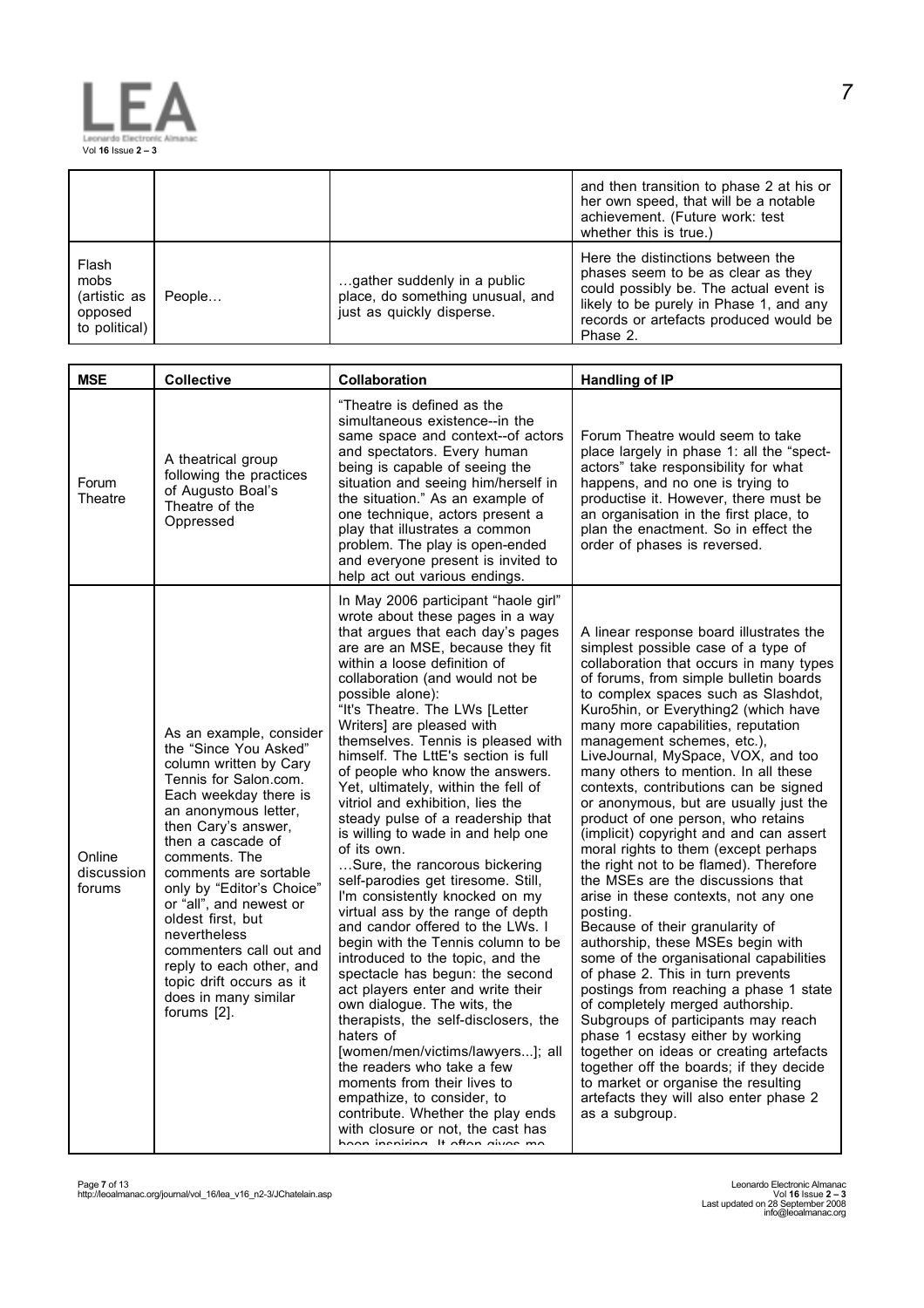| | | | |
|---|---|---|---|
| | | | and then transition to phase 2 at his or her own speed, that will be a notable achievement. (Future work: test whether this is true.) |
| Flash mobs (artistic as opposed to political) | People… | …gather suddenly in a public place, do something unusual, and just as quickly disperse. | Here the distinctions between the phases seem to be as clear as they could possibly be. The actual event is likely to be purely in Phase 1, and any records or artefacts produced would be Phase 2. |

| MSE | Collective | Collaboration | Handling of IP |
|---|---|---|---|
| Forum Theatre | A theatrical group following the practices of Augusto Boal's Theatre of the Oppressed | "Theatre is defined as the simultaneous existence--in the same space and context--of actors and spectators. Every human being is capable of seeing the situation and seeing him/herself in the situation." As an example of one technique, actors present a play that illustrates a common problem. The play is open-ended and everyone present is invited to help act out various endings. | Forum Theatre would seem to take place largely in phase 1: all the "spect-actors" take responsibility for what happens, and no one is trying to productise it. However, there must be an organisation in the first place, to plan the enactment. So in effect the order of phases is reversed. |
| Online discussion forums | As an example, consider the "Since You Asked" column written by Cary Tennis for Salon.com. Each weekday there is an anonymous letter, then Cary's answer, then a cascade of comments. The comments are sortable only by "Editor's Choice" or "all", and newest or oldest first, but nevertheless commenters call out and reply to each other, and topic drift occurs as it does in many similar forums [2]. | In May 2006 participant "haole girl" wrote about these pages in a way that argues that each day's pages are are an MSE, because they fit within a loose definition of collaboration (and would not be possible alone): "It's Theatre. The LWs [Letter Writers] are pleased with themselves. Tennis is pleased with himself. The LttE's section is full of people who know the answers. Yet, ultimately, within the fell of vitriol and exhibition, lies the steady pulse of a readership that is willing to wade in and help one of its own. …Sure, the rancorous bickering self-parodies get tiresome. Still, I'm consistently knocked on my virtual ass by the range of depth and candor offered to the LWs. I begin with the Tennis column to be introduced to the topic, and the spectacle has begun: the second act players enter and write their own dialogue. The wits, the therapists, the self-disclosers, the haters of [women/men/victims/lawyers...]; all the readers who take a few moments from their lives to empathize, to consider, to contribute. Whether the play ends with closure or not, the cast has been inspiring. It often gives me | A linear response board illustrates the simplest possible case of a type of collaboration that occurs in many types of forums, from simple bulletin boards to complex spaces such as Slashdot, Kuro5hin, or Everything2 (which have many more capabilities, reputation management schemes, etc.), LiveJournal, MySpace, VOX, and too many others to mention. In all these contexts, contributions can be signed or anonymous, but are usually just the product of one person, who retains (implicit) copyright and and can assert moral rights to them (except perhaps the right not to be flamed). Therefore the MSEs are the discussions that arise in these contexts, not any one posting.<br>Because of their granularity of authorship, these MSEs begin with some of the organisational capabilities of phase 2. This in turn prevents postings from reaching a phase 1 state of completely merged authorship. Subgroups of participants may reach phase 1 ecstasy either by working together on ideas or creating artefacts together off the boards; if they decide to market or organise the resulting artefacts they will also enter phase 2 as a subgroup. |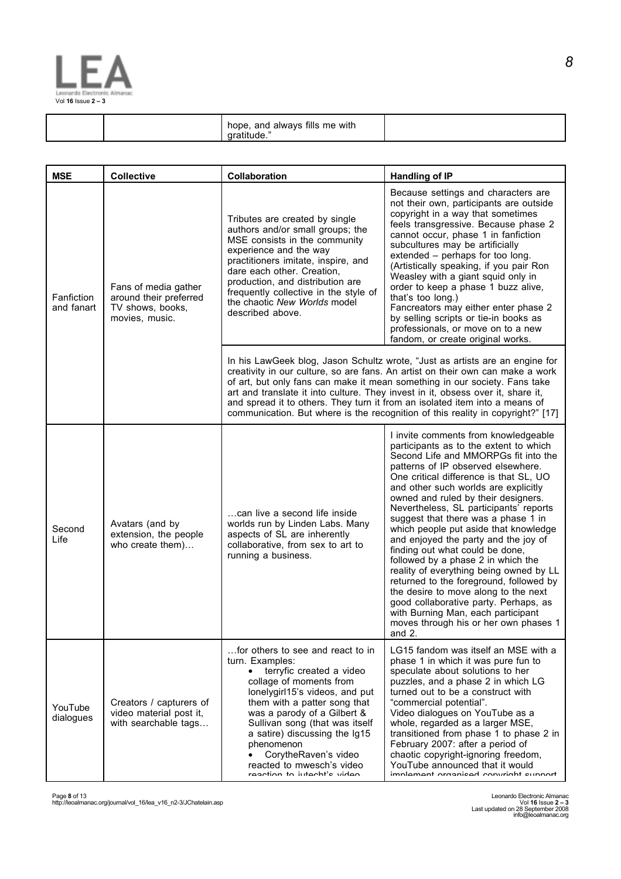| | | hope, and always fills me with gratitude." | |
|---|---|---|---|

| MSE | Collective | Collaboration | Handling of IP |
|---|---|---|---|
| Fanfiction and fanart | Fans of media gather around their preferred TV shows, books, movies, music. | Tributes are created by single authors and/or small groups; the MSE consists in the community experience and the way practitioners imitate, inspire, and dare each other. Creation, production, and distribution are frequently collective in the style of the chaotic *New Worlds* model described above. | Because settings and characters are not their own, participants are outside copyright in a way that sometimes feels transgressive. Because phase 2 cannot occur, phase 1 in fanfiction subcultures may be artificially extended – perhaps for too long. (Artistically speaking, if you pair Ron Weasley with a giant squid only in order to keep a phase 1 buzz alive, that's too long.) Fancreators may either enter phase 2 by selling scripts or tie-in books as professionals, or move on to a new fandom, or create original works. |
| | | In his LawGeek blog, Jason Schultz wrote, "Just as artists are an engine for creativity in our culture, so are fans. An artist on their own can make a work of art, but only fans can make it mean something in our society. Fans take art and translate it into culture. They invest in it, obsess over it, share it, and spread it to others. They turn it from an isolated item into a means of communication. But where is the recognition of this reality in copyright?" [17] | |
| Second Life | Avatars (and by extension, the people who create them)… | …can live a second life inside worlds run by Linden Labs. Many aspects of SL are inherently collaborative, from sex to art to running a business. | I invite comments from knowledgeable participants as to the extent to which Second Life and MMORPGs fit into the patterns of IP observed elsewhere. One critical difference is that SL, UO and other such worlds are explicitly owned and ruled by their designers. Nevertheless, SL participants' reports suggest that there was a phase 1 in which people put aside that knowledge and enjoyed the party and the joy of finding out what could be done, followed by a phase 2 in which the reality of everything being owned by LL returned to the foreground, followed by the desire to move along to the next good collaborative party. Perhaps, as with Burning Man, each participant moves through his or her own phases 1 and 2. |
| YouTube dialogues | Creators / capturers of video material post it, with searchable tags… | …for others to see and react to in turn. Examples:<br>• terryfic created a video collage of moments from lonelygirl15's videos, and put them with a patter song that was a parody of a Gilbert & Sullivan song (that was itself a satire) discussing the lg15 phenomenon<br>• CorytheRaven's video reacted to mwesch's video reaction to jutecht's video | LG15 fandom was itself an MSE with a phase 1 in which it was pure fun to speculate about solutions to her puzzles, and a phase 2 in which LG turned out to be a construct with "commercial potential".<br>Video dialogues on YouTube as a whole, regarded as a larger MSE, transitioned from phase 1 to phase 2 in February 2007: after a period of chaotic copyright-ignoring freedom, YouTube announced that it would implement organised copyright support |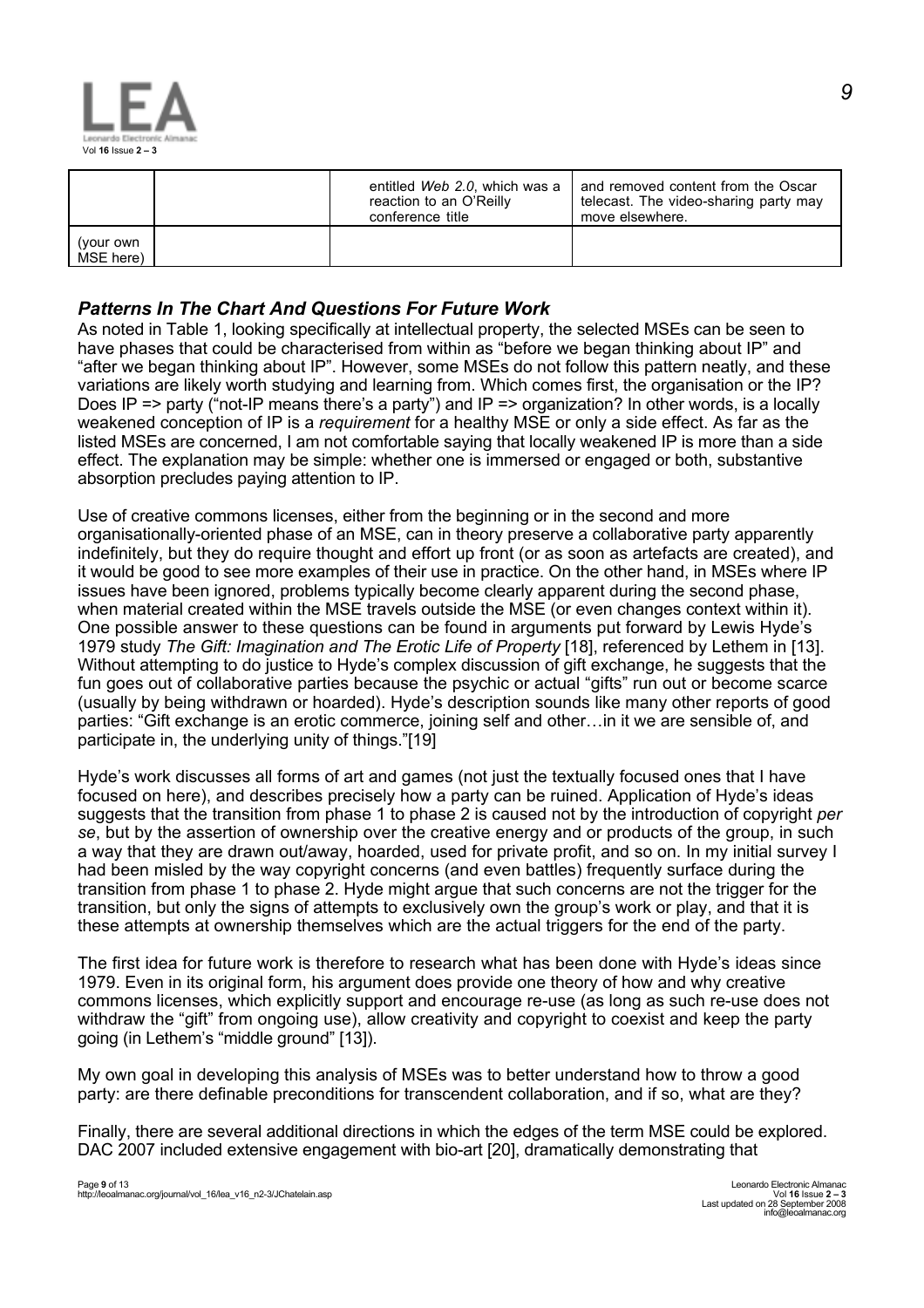| | | entitled *Web 2.0*, which was a reaction to an O'Reilly conference title | and removed content from the Oscar telecast. The video-sharing party may move elsewhere. |
|---|---|---|---|
| (your own MSE here) | | | |

### *Patterns In The Chart And Questions For Future Work*

As noted in Table 1, looking specifically at intellectual property, the selected MSEs can be seen to have phases that could be characterised from within as "before we began thinking about IP" and "after we began thinking about IP". However, some MSEs do not follow this pattern neatly, and these variations are likely worth studying and learning from. Which comes first, the organisation or the IP? Does IP => party ("not-IP means there's a party") and IP => organization? In other words, is a locally weakened conception of IP is a *requirement* for a healthy MSE or only a side effect. As far as the listed MSEs are concerned, I am not comfortable saying that locally weakened IP is more than a side effect. The explanation may be simple: whether one is immersed or engaged or both, substantive absorption precludes paying attention to IP.

Use of creative commons licenses, either from the beginning or in the second and more organisationally-oriented phase of an MSE, can in theory preserve a collaborative party apparently indefinitely, but they do require thought and effort up front (or as soon as artefacts are created), and it would be good to see more examples of their use in practice. On the other hand, in MSEs where IP issues have been ignored, problems typically become clearly apparent during the second phase, when material created within the MSE travels outside the MSE (or even changes context within it). One possible answer to these questions can be found in arguments put forward by Lewis Hyde's 1979 study *The Gift: Imagination and The Erotic Life of Property* [18], referenced by Lethem in [13]. Without attempting to do justice to Hyde's complex discussion of gift exchange, he suggests that the fun goes out of collaborative parties because the psychic or actual "gifts" run out or become scarce (usually by being withdrawn or hoarded). Hyde's description sounds like many other reports of good parties: "Gift exchange is an erotic commerce, joining self and other…in it we are sensible of, and participate in, the underlying unity of things."[19]

Hyde's work discusses all forms of art and games (not just the textually focused ones that I have focused on here), and describes precisely how a party can be ruined. Application of Hyde's ideas suggests that the transition from phase 1 to phase 2 is caused not by the introduction of copyright *per se*, but by the assertion of ownership over the creative energy and or products of the group, in such a way that they are drawn out/away, hoarded, used for private profit, and so on. In my initial survey I had been misled by the way copyright concerns (and even battles) frequently surface during the transition from phase 1 to phase 2. Hyde might argue that such concerns are not the trigger for the transition, but only the signs of attempts to exclusively own the group's work or play, and that it is these attempts at ownership themselves which are the actual triggers for the end of the party.

The first idea for future work is therefore to research what has been done with Hyde's ideas since 1979. Even in its original form, his argument does provide one theory of how and why creative commons licenses, which explicitly support and encourage re-use (as long as such re-use does not withdraw the "gift" from ongoing use), allow creativity and copyright to coexist and keep the party going (in Lethem's "middle ground" [13]).

My own goal in developing this analysis of MSEs was to better understand how to throw a good party: are there definable preconditions for transcendent collaboration, and if so, what are they?

Finally, there are several additional directions in which the edges of the term MSE could be explored. DAC 2007 included extensive engagement with bio-art [20], dramatically demonstrating that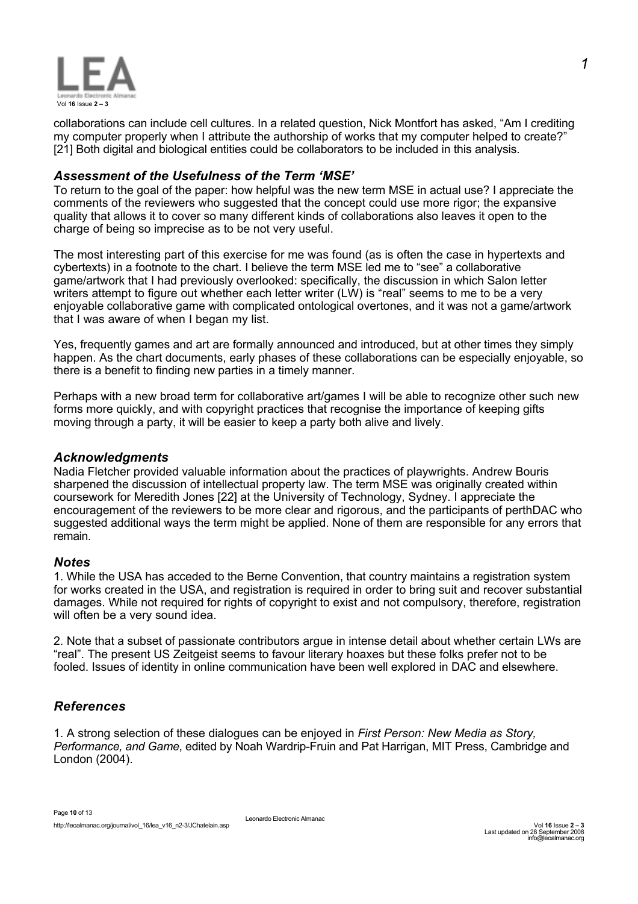collaborations can include cell cultures. In a related question, Nick Montfort has asked, "Am I crediting my computer properly when I attribute the authorship of works that my computer helped to create?" [21] Both digital and biological entities could be collaborators to be included in this analysis.

### *Assessment of the Usefulness of the Term 'MSE'*

To return to the goal of the paper: how helpful was the new term MSE in actual use? I appreciate the comments of the reviewers who suggested that the concept could use more rigor; the expansive quality that allows it to cover so many different kinds of collaborations also leaves it open to the charge of being so imprecise as to be not very useful.

The most interesting part of this exercise for me was found (as is often the case in hypertexts and cybertexts) in a footnote to the chart. I believe the term MSE led me to "see" a collaborative game/artwork that I had previously overlooked: specifically, the discussion in which Salon letter writers attempt to figure out whether each letter writer (LW) is "real" seems to me to be a very enjoyable collaborative game with complicated ontological overtones, and it was not a game/artwork that I was aware of when I began my list.

Yes, frequently games and art are formally announced and introduced, but at other times they simply happen. As the chart documents, early phases of these collaborations can be especially enjoyable, so there is a benefit to finding new parties in a timely manner.

Perhaps with a new broad term for collaborative art/games I will be able to recognize other such new forms more quickly, and with copyright practices that recognise the importance of keeping gifts moving through a party, it will be easier to keep a party both alive and lively.

### *Acknowledgments*

Nadia Fletcher provided valuable information about the practices of playwrights. Andrew Bouris sharpened the discussion of intellectual property law. The term MSE was originally created within coursework for Meredith Jones [22] at the University of Technology, Sydney. I appreciate the encouragement of the reviewers to be more clear and rigorous, and the participants of perthDAC who suggested additional ways the term might be applied. None of them are responsible for any errors that remain.

### *Notes*

1. While the USA has acceded to the Berne Convention, that country maintains a registration system for works created in the USA, and registration is required in order to bring suit and recover substantial damages. While not required for rights of copyright to exist and not compulsory, therefore, registration will often be a very sound idea.

2. Note that a subset of passionate contributors argue in intense detail about whether certain LWs are "real". The present US Zeitgeist seems to favour literary hoaxes but these folks prefer not to be fooled. Issues of identity in online communication have been well explored in DAC and elsewhere.

### *References*

1. A strong selection of these dialogues can be enjoyed in *First Person: New Media as Story, Performance, and Game*, edited by Noah Wardrip-Fruin and Pat Harrigan, MIT Press, Cambridge and London (2004).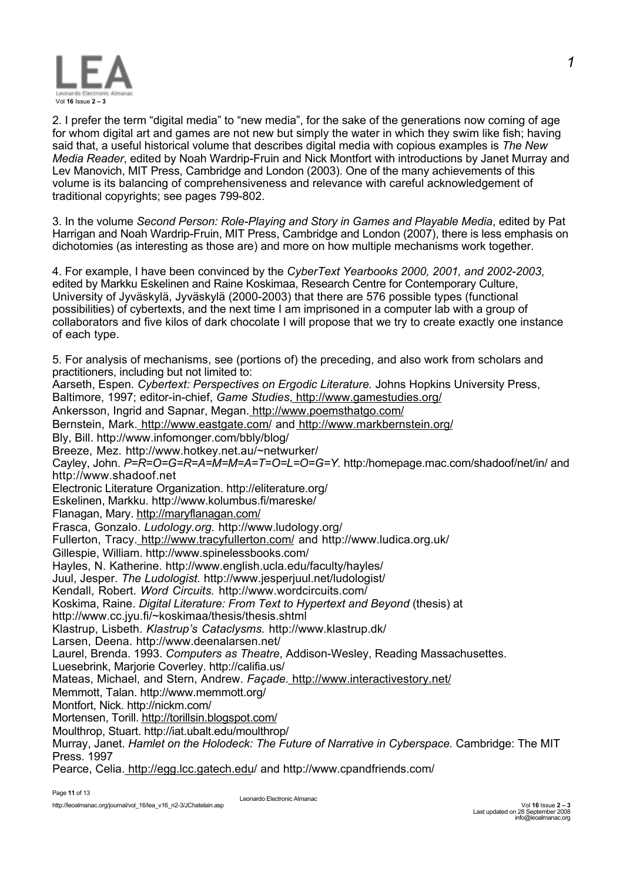2. I prefer the term "digital media" to "new media", for the sake of the generations now coming of age for whom digital art and games are not new but simply the water in which they swim like fish; having said that, a useful historical volume that describes digital media with copious examples is *The New Media Reader*, edited by Noah Wardrip-Fruin and Nick Montfort with introductions by Janet Murray and Lev Manovich, MIT Press, Cambridge and London (2003). One of the many achievements of this volume is its balancing of comprehensiveness and relevance with careful acknowledgement of traditional copyrights; see pages 799-802.

3. In the volume *Second Person: Role-Playing and Story in Games and Playable Media*, edited by Pat Harrigan and Noah Wardrip-Fruin, MIT Press, Cambridge and London (2007), there is less emphasis on dichotomies (as interesting as those are) and more on how multiple mechanisms work together.

4. For example, I have been convinced by the *CyberText Yearbooks 2000, 2001, and 2002-2003*, edited by Markku Eskelinen and Raine Koskimaa, Research Centre for Contemporary Culture, University of Jyväskylä, Jyväskylä (2000-2003) that there are 576 possible types (functional possibilities) of cybertexts, and the next time I am imprisoned in a computer lab with a group of collaborators and five kilos of dark chocolate I will propose that we try to create exactly one instance of each type.

5. For analysis of mechanisms, see (portions of) the preceding, and also work from scholars and practitioners, including but not limited to:
Aarseth, Espen. *Cybertext: Perspectives on Ergodic Literature.* Johns Hopkins University Press, Baltimore, 1997; editor-in-chief, *Game Studies*, http://www.gamestudies.org/
Ankersson, Ingrid and Sapnar, Megan. http://www.poemsthatgo.com/
Bernstein, Mark. http://www.eastgate.com/ and http://www.markbernstein.org/
Bly, Bill. http://www.infomonger.com/bbly/blog/
Breeze, Mez. http://www.hotkey.net.au/~netwurker/
Cayley, John. *P=R=O=G=R=A=M=M=A=T=O=L=O=G=Y.* http:/homepage.mac.com/shadoof/net/in/ and http://www.shadoof.net
Electronic Literature Organization. http://eliterature.org/
Eskelinen, Markku. http://www.kolumbus.fi/mareske/
Flanagan, Mary. http://maryflanagan.com/
Frasca, Gonzalo. *Ludology.org.* http://www.ludology.org/
Fullerton, Tracy. http://www.tracyfullerton.com/ and http://www.ludica.org.uk/
Gillespie, William. http://www.spinelessbooks.com/
Hayles, N. Katherine. http://www.english.ucla.edu/faculty/hayles/
Juul, Jesper. *The Ludologist.* http://www.jesperjuul.net/ludologist/
Kendall, Robert. *Word Circuits.* http://www.wordcircuits.com/
Koskima, Raine. *Digital Literature: From Text to Hypertext and Beyond* (thesis) at http://www.cc.jyu.fi/~koskimaa/thesis/thesis.shtml
Klastrup, Lisbeth. *Klastrup's Cataclysms.* http://www.klastrup.dk/
Larsen, Deena. http://www.deenalarsen.net/
Laurel, Brenda. 1993. *Computers as Theatre*, Addison-Wesley, Reading Massachusettes.
Luesebrink, Marjorie Coverley. http://califia.us/
Mateas, Michael, and Stern, Andrew. *Façade.* http://www.interactivestory.net/
Memmott, Talan. http://www.memmott.org/
Montfort, Nick. http://nickm.com/
Mortensen, Torill. http://torillsin.blogspot.com/
Moulthrop, Stuart. http://iat.ubalt.edu/moulthrop/
Murray, Janet. *Hamlet on the Holodeck: The Future of Narrative in Cyberspace.* Cambridge: The MIT Press. 1997
Pearce, Celia. http://egg.lcc.gatech.edu/ and http://www.cpandfriends.com/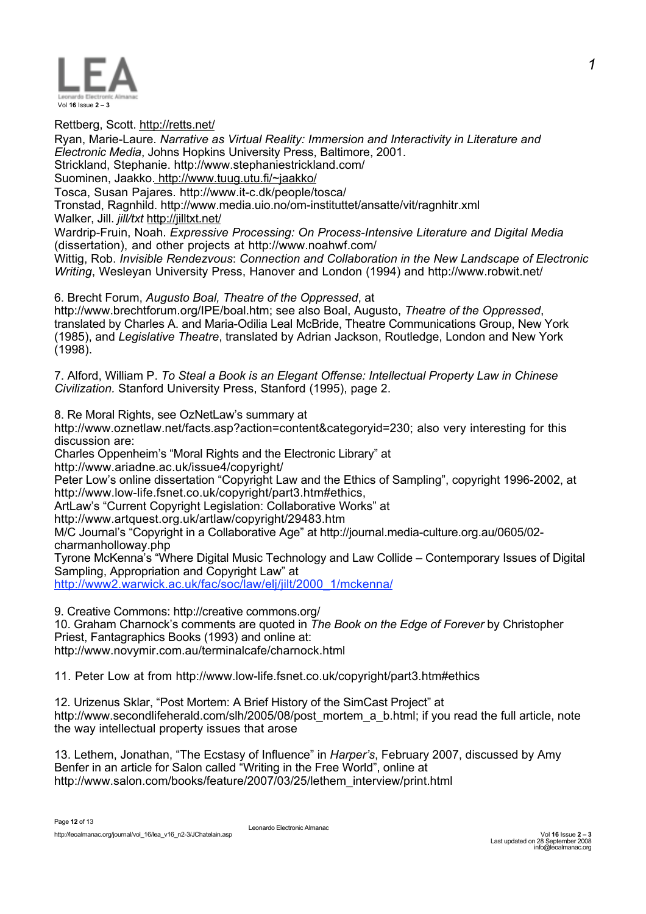Rettberg, Scott. http://retts.net/
Ryan, Marie-Laure. *Narrative as Virtual Reality: Immersion and Interactivity in Literature and Electronic Media*, Johns Hopkins University Press, Baltimore, 2001.
Strickland, Stephanie. http://www.stephaniestrickland.com/
Suominen, Jaakko. http://www.tuug.utu.fi/~jaakko/
Tosca, Susan Pajares. http://www.it-c.dk/people/tosca/
Tronstad, Ragnhild. http://www.media.uio.no/om-instituttet/ansatte/vit/ragnhitr.xml
Walker, Jill. *jill/txt* http://jilltxt.net/
Wardrip-Fruin, Noah. *Expressive Processing: On Process-Intensive Literature and Digital Media* (dissertation), and other projects at http://www.noahwf.com/
Wittig, Rob. *Invisible Rendezvous*: *Connection and Collaboration in the New Landscape of Electronic Writing*, Wesleyan University Press, Hanover and London (1994) and http://www.robwit.net/

6. Brecht Forum, *Augusto Boal, Theatre of the Oppressed*, at http://www.brechtforum.org/IPE/boal.htm; see also Boal, Augusto, *Theatre of the Oppressed*, translated by Charles A. and Maria-Odilia Leal McBride, Theatre Communications Group, New York (1985), and *Legislative Theatre*, translated by Adrian Jackson, Routledge, London and New York (1998).

7. Alford, William P. *To Steal a Book is an Elegant Offense: Intellectual Property Law in Chinese Civilization.* Stanford University Press, Stanford (1995), page 2.

8. Re Moral Rights, see OzNetLaw's summary at http://www.oznetlaw.net/facts.asp?action=content&categoryid=230; also very interesting for this discussion are:
Charles Oppenheim's "Moral Rights and the Electronic Library" at http://www.ariadne.ac.uk/issue4/copyright/
Peter Low's online dissertation "Copyright Law and the Ethics of Sampling", copyright 1996-2002, at http://www.low-life.fsnet.co.uk/copyright/part3.htm#ethics,
ArtLaw's "Current Copyright Legislation: Collaborative Works" at http://www.artquest.org.uk/artlaw/copyright/29483.htm
M/C Journal's "Copyright in a Collaborative Age" at http://journal.media-culture.org.au/0605/02-charmanholloway.php
Tyrone McKenna's "Where Digital Music Technology and Law Collide – Contemporary Issues of Digital Sampling, Appropriation and Copyright Law" at http://www2.warwick.ac.uk/fac/soc/law/elj/jilt/2000_1/mckenna/

9. Creative Commons: http://creative commons.org/
10. Graham Charnock's comments are quoted in *The Book on the Edge of Forever* by Christopher Priest, Fantagraphics Books (1993) and online at: http://www.novymir.com.au/terminalcafe/charnock.html

11. Peter Low at from http://www.low-life.fsnet.co.uk/copyright/part3.htm#ethics

12. Urizenus Sklar, "Post Mortem: A Brief History of the SimCast Project" at http://www.secondlifeherald.com/slh/2005/08/post_mortem_a_b.html; if you read the full article, note the way intellectual property issues that arose

13. Lethem, Jonathan, "The Ecstasy of Influence" in *Harper's*, February 2007, discussed by Amy Benfer in an article for Salon called "Writing in the Free World", online at http://www.salon.com/books/feature/2007/03/25/lethem_interview/print.html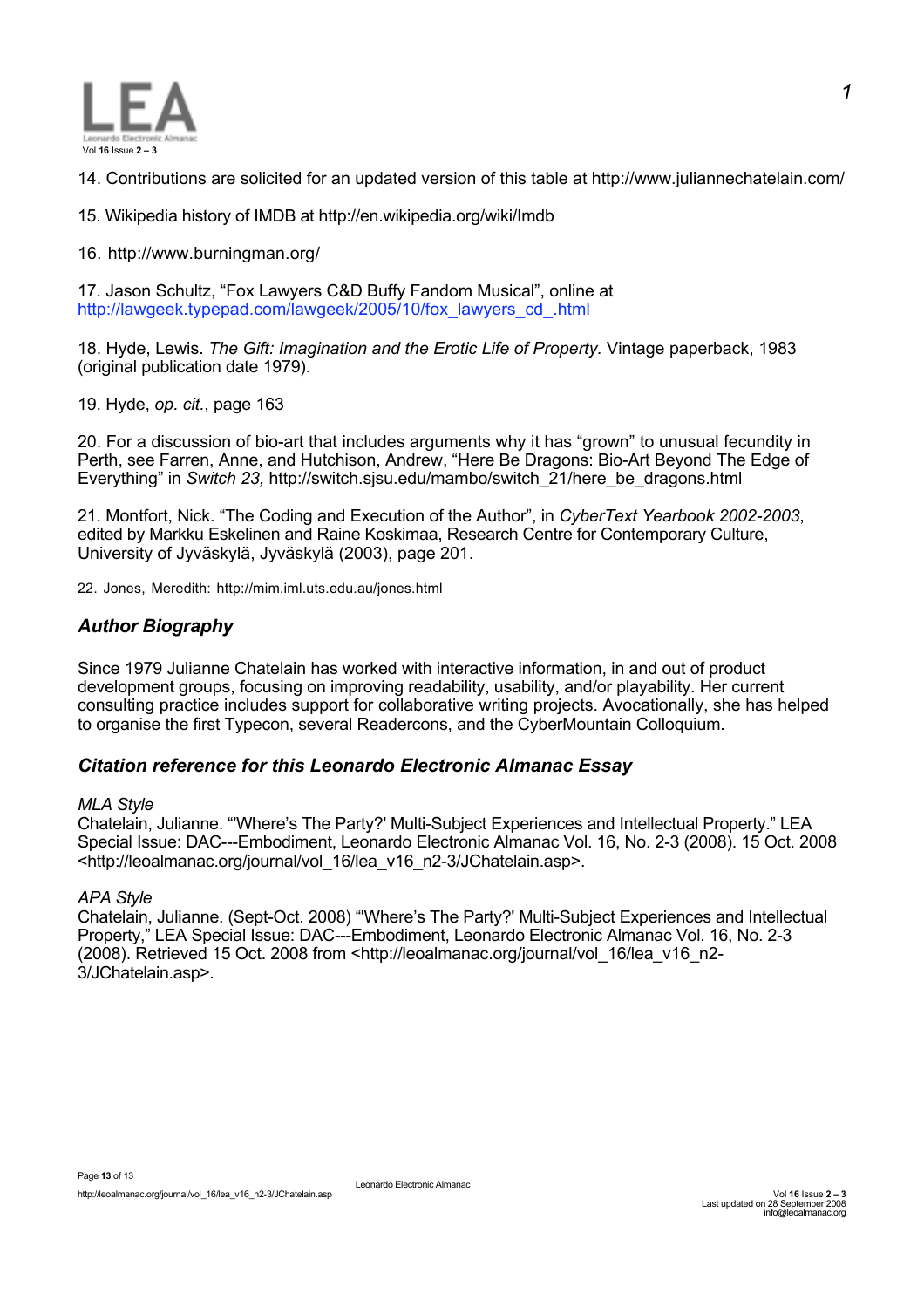14. Contributions are solicited for an updated version of this table at http://www.juliannechatelain.com/

15. Wikipedia history of IMDB at http://en.wikipedia.org/wiki/Imdb

16. http://www.burningman.org/

17. Jason Schultz, "Fox Lawyers C&D Buffy Fandom Musical", online at http://lawgeek.typepad.com/lawgeek/2005/10/fox_lawyers_cd_.html

18. Hyde, Lewis. *The Gift: Imagination and the Erotic Life of Property.* Vintage paperback, 1983 (original publication date 1979).

19. Hyde, *op. cit.*, page 163

20. For a discussion of bio-art that includes arguments why it has "grown" to unusual fecundity in Perth, see Farren, Anne, and Hutchison, Andrew, "Here Be Dragons: Bio-Art Beyond The Edge of Everything" in *Switch 23,* http://switch.sjsu.edu/mambo/switch_21/here_be_dragons.html

21. Montfort, Nick. "The Coding and Execution of the Author", in *CyberText Yearbook 2002-2003*, edited by Markku Eskelinen and Raine Koskimaa, Research Centre for Contemporary Culture, University of Jyväskylä, Jyväskylä (2003), page 201.

22. Jones, Meredith: http://mim.iml.uts.edu.au/jones.html

## *Author Biography*

Since 1979 Julianne Chatelain has worked with interactive information, in and out of product development groups, focusing on improving readability, usability, and/or playability. Her current consulting practice includes support for collaborative writing projects. Avocationally, she has helped to organise the first Typecon, several Readercons, and the CyberMountain Colloquium.

## *Citation reference for this Leonardo Electronic Almanac Essay*

*MLA Style*
Chatelain, Julianne. "'Where's The Party?' Multi-Subject Experiences and Intellectual Property." LEA Special Issue: DAC---Embodiment, Leonardo Electronic Almanac Vol. 16, No. 2-3 (2008). 15 Oct. 2008 <http://leoalmanac.org/journal/vol_16/lea_v16_n2-3/JChatelain.asp>.

*APA Style*
Chatelain, Julianne. (Sept-Oct. 2008) "'Where's The Party?' Multi-Subject Experiences and Intellectual Property," LEA Special Issue: DAC---Embodiment, Leonardo Electronic Almanac Vol. 16, No. 2-3 (2008). Retrieved 15 Oct. 2008 from <http://leoalmanac.org/journal/vol_16/lea_v16_n2-3/JChatelain.asp>.